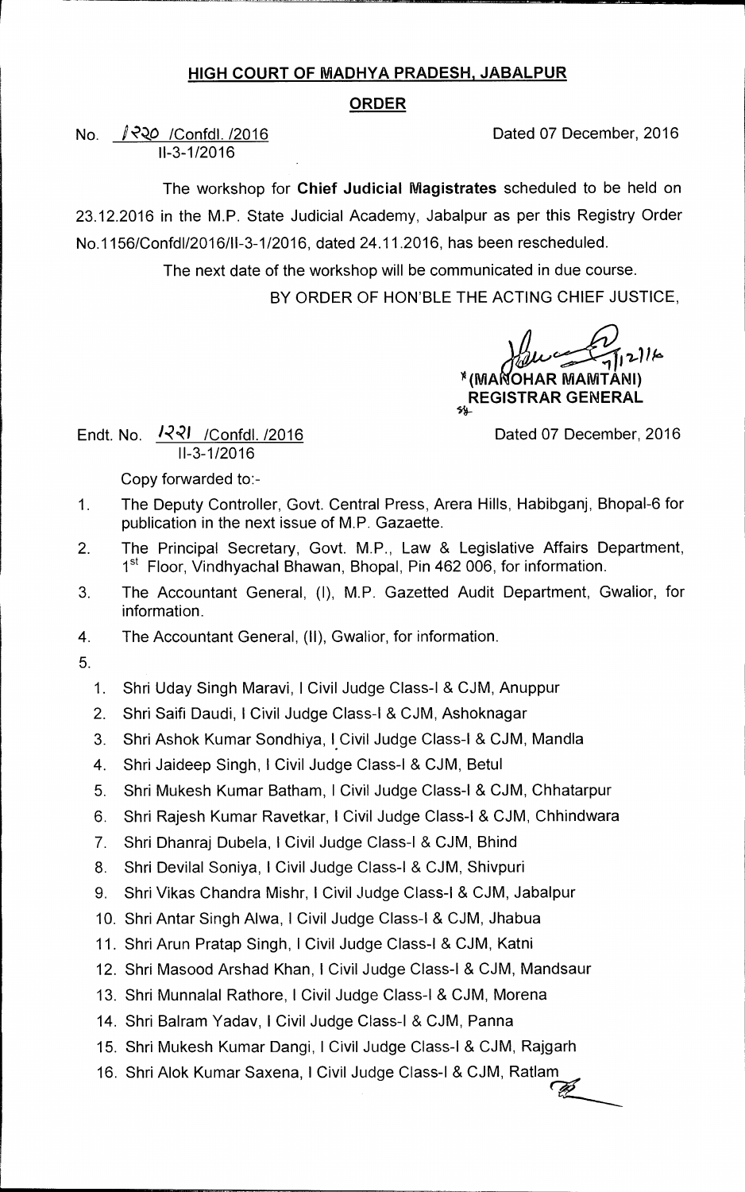## HIGH COURT OF MADHYA PRADESH, JABALPUR

### ORDER

No. 1220 /Confdl. /2016
II-3-1/2016

Dated 07 December, 2016

The workshop for **Chief Judicial Magistrates** scheduled to be held on 23.12.2016 in the M.P. State Judicial Academy, Jabalpur as per this Registry Order No.1156/Confdl/2016/II-3-1/2016, dated 24.11.2016, has been rescheduled.

The next date of the workshop will be communicated in due course.

BY ORDER OF HON'BLE THE ACTING CHIEF JUSTICE,

7/12/16
**(MANOHAR MAMTANI)**
**REGISTRAR GENERAL**

Endt. No. 1221 /Confdl. /2016
II-3-1/2016

Dated 07 December, 2016

Copy forwarded to:-

1. The Deputy Controller, Govt. Central Press, Arera Hills, Habibganj, Bhopal-6 for publication in the next issue of M.P. Gazaette.
2. The Principal Secretary, Govt. M.P., Law & Legislative Affairs Department, 1st Floor, Vindhyachal Bhawan, Bhopal, Pin 462 006, for information.
3. The Accountant General, (I), M.P. Gazetted Audit Department, Gwalior, for information.
4. The Accountant General, (II), Gwalior, for information.
5.
   1. Shri Uday Singh Maravi, I Civil Judge Class-I & CJM, Anuppur
   2. Shri Saifi Daudi, I Civil Judge Class-I & CJM, Ashoknagar
   3. Shri Ashok Kumar Sondhiya, I Civil Judge Class-I & CJM, Mandla
   4. Shri Jaideep Singh, I Civil Judge Class-I & CJM, Betul
   5. Shri Mukesh Kumar Batham, I Civil Judge Class-I & CJM, Chhatarpur
   6. Shri Rajesh Kumar Ravetkar, I Civil Judge Class-I & CJM, Chhindwara
   7. Shri Dhanraj Dubela, I Civil Judge Class-I & CJM, Bhind
   8. Shri Devilal Soniya, I Civil Judge Class-I & CJM, Shivpuri
   9. Shri Vikas Chandra Mishr, I Civil Judge Class-I & CJM, Jabalpur
   10. Shri Antar Singh Alwa, I Civil Judge Class-I & CJM, Jhabua
   11. Shri Arun Pratap Singh, I Civil Judge Class-I & CJM, Katni
   12. Shri Masood Arshad Khan, I Civil Judge Class-I & CJM, Mandsaur
   13. Shri Munnalal Rathore, I Civil Judge Class-I & CJM, Morena
   14. Shri Balram Yadav, I Civil Judge Class-I & CJM, Panna
   15. Shri Mukesh Kumar Dangi, I Civil Judge Class-I & CJM, Rajgarh
   16. Shri Alok Kumar Saxena, I Civil Judge Class-I & CJM, Ratlam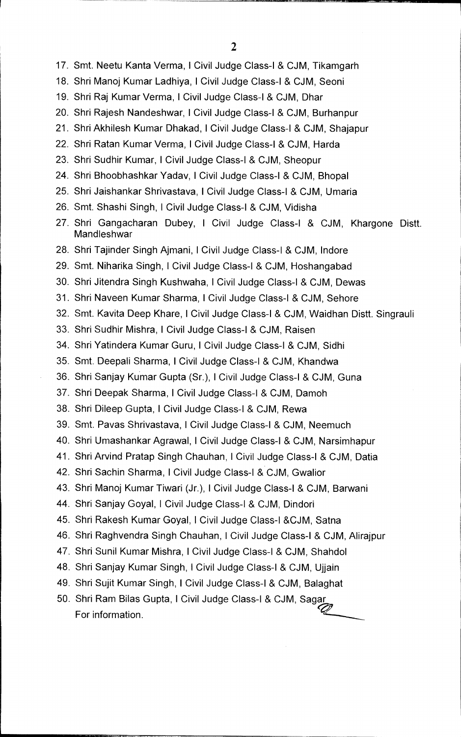17. Smt. Neetu Kanta Verma, I Civil Judge Class-I & CJM, Tikamgarh
18. Shri Manoj Kumar Ladhiya, I Civil Judge Class-I & CJM, Seoni
19. Shri Raj Kumar Verma, I Civil Judge Class-I & CJM, Dhar
20. Shri Rajesh Nandeshwar, I Civil Judge Class-I & CJM, Burhanpur
21. Shri Akhilesh Kumar Dhakad, I Civil Judge Class-I & CJM, Shajapur
22. Shri Ratan Kumar Verma, I Civil Judge Class-I & CJM, Harda
23. Shri Sudhir Kumar, I Civil Judge Class-I & CJM, Sheopur
24. Shri Bhoobhashkar Yadav, I Civil Judge Class-I & CJM, Bhopal
25. Shri Jaishankar Shrivastava, I Civil Judge Class-I & CJM, Umaria
26. Smt. Shashi Singh, I Civil Judge Class-I & CJM, Vidisha
27. Shri Gangacharan Dubey, I Civil Judge Class-I & CJM, Khargone Distt. Mandleshwar
28. Shri Tajinder Singh Ajmani, I Civil Judge Class-I & CJM, Indore
29. Smt. Niharika Singh, I Civil Judge Class-I & CJM, Hoshangabad
30. Shri Jitendra Singh Kushwaha, I Civil Judge Class-I & CJM, Dewas
31. Shri Naveen Kumar Sharma, I Civil Judge Class-I & CJM, Sehore
32. Smt. Kavita Deep Khare, I Civil Judge Class-I & CJM, Waidhan Distt. Singrauli
33. Shri Sudhir Mishra, I Civil Judge Class-I & CJM, Raisen
34. Shri Yatindera Kumar Guru, I Civil Judge Class-I & CJM, Sidhi
35. Smt. Deepali Sharma, I Civil Judge Class-I & CJM, Khandwa
36. Shri Sanjay Kumar Gupta (Sr.), I Civil Judge Class-I & CJM, Guna
37. Shri Deepak Sharma, I Civil Judge Class-I & CJM, Damoh
38. Shri Dileep Gupta, I Civil Judge Class-I & CJM, Rewa
39. Smt. Pavas Shrivastava, I Civil Judge Class-I & CJM, Neemuch
40. Shri Umashankar Agrawal, I Civil Judge Class-I & CJM, Narsimhapur
41. Shri Arvind Pratap Singh Chauhan, I Civil Judge Class-I & CJM, Datia
42. Shri Sachin Sharma, I Civil Judge Class-I & CJM, Gwalior
43. Shri Manoj Kumar Tiwari (Jr.), I Civil Judge Class-I & CJM, Barwani
44. Shri Sanjay Goyal, I Civil Judge Class-I & CJM, Dindori
45. Shri Rakesh Kumar Goyal, I Civil Judge Class-I &CJM, Satna
46. Shri Raghvendra Singh Chauhan, I Civil Judge Class-I & CJM, Alirajpur
47. Shri Sunil Kumar Mishra, I Civil Judge Class-I & CJM, Shahdol
48. Shri Sanjay Kumar Singh, I Civil Judge Class-I & CJM, Ujjain
49. Shri Sujit Kumar Singh, I Civil Judge Class-I & CJM, Balaghat
50. Shri Ram Bilas Gupta, I Civil Judge Class-I & CJM, Sagar

For information.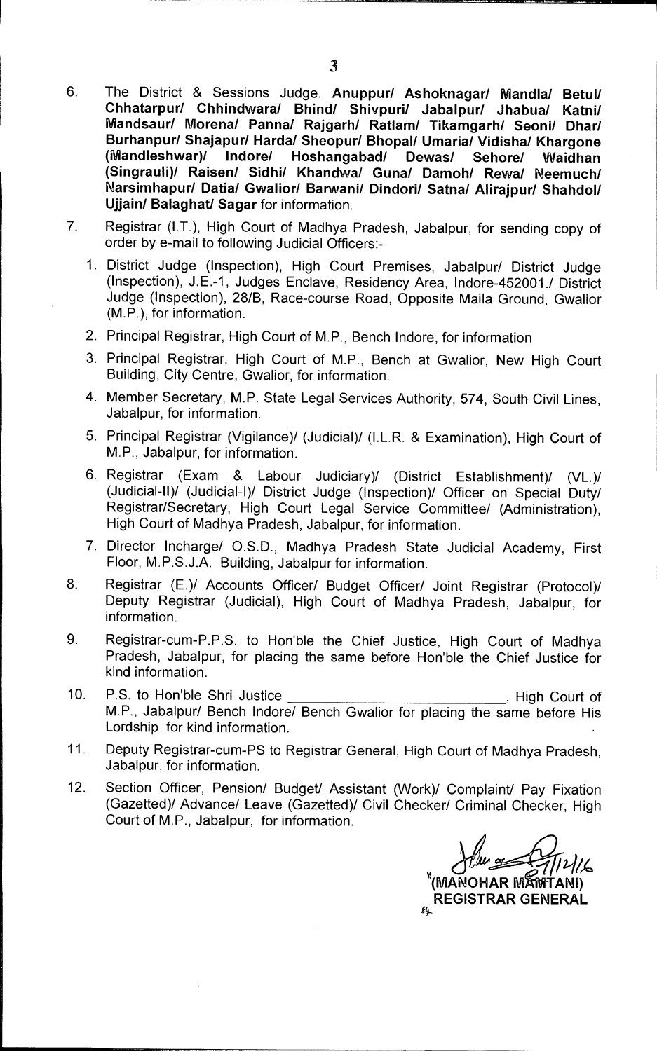6. The District & Sessions Judge, **Anuppur/ Ashoknagar/ Mandla/ Betul/ Chhatarpur/ Chhindwara/ Bhind/ Shivpuri/ Jabalpur/ Jhabua/ Katni/ Mandsaur/ Morena/ Panna/ Rajgarh/ Ratlam/ Tikamgarh/ Seoni/ Dhar/ Burhanpur/ Shajapur/ Harda/ Sheopur/ Bhopal/ Umaria/ Vidisha/ Khargone (Mandleshwar)/ Indore/ Hoshangabad/ Dewas/ Sehore/ Waidhan (Singrauli)/ Raisen/ Sidhi/ Khandwa/ Guna/ Damoh/ Rewa/ Neemuch/ Narsimhapur/ Datia/ Gwalior/ Barwani/ Dindori/ Satna/ Alirajpur/ Shahdol/ Ujjain/ Balaghat/ Sagar** for information.

7. Registrar (I.T.), High Court of Madhya Pradesh, Jabalpur, for sending copy of order by e-mail to following Judicial Officers:-

   1. District Judge (Inspection), High Court Premises, Jabalpur/ District Judge (Inspection), J.E.-1, Judges Enclave, Residency Area, Indore-452001./ District Judge (Inspection), 28/B, Race-course Road, Opposite Maila Ground, Gwalior (M.P.), for information.
   2. Principal Registrar, High Court of M.P., Bench Indore, for information
   3. Principal Registrar, High Court of M.P., Bench at Gwalior, New High Court Building, City Centre, Gwalior, for information.
   4. Member Secretary, M.P. State Legal Services Authority, 574, South Civil Lines, Jabalpur, for information.
   5. Principal Registrar (Vigilance)/ (Judicial)/ (I.L.R. & Examination), High Court of M.P., Jabalpur, for information.
   6. Registrar (Exam & Labour Judiciary)/ (District Establishment)/ (VL.)/ (Judicial-II)/ (Judicial-I)/ District Judge (Inspection)/ Officer on Special Duty/ Registrar/Secretary, High Court Legal Service Committee/ (Administration), High Court of Madhya Pradesh, Jabalpur, for information.
   7. Director Incharge/ O.S.D., Madhya Pradesh State Judicial Academy, First Floor, M.P.S.J.A. Building, Jabalpur for information.

8. Registrar (E.)/ Accounts Officer/ Budget Officer/ Joint Registrar (Protocol)/ Deputy Registrar (Judicial), High Court of Madhya Pradesh, Jabalpur, for information.

9. Registrar-cum-P.P.S. to Hon'ble the Chief Justice, High Court of Madhya Pradesh, Jabalpur, for placing the same before Hon'ble the Chief Justice for kind information.

10. P.S. to Hon'ble Shri Justice ____________________, High Court of M.P., Jabalpur/ Bench Indore/ Bench Gwalior for placing the same before His Lordship for kind information.

11. Deputy Registrar-cum-PS to Registrar General, High Court of Madhya Pradesh, Jabalpur, for information.

12. Section Officer, Pension/ Budget/ Assistant (Work)/ Complaint/ Pay Fixation (Gazetted)/ Advance/ Leave (Gazetted)/ Civil Checker/ Criminal Checker, High Court of M.P., Jabalpur, for information.

7/12/16

**(MANOHAR MAMTANI)**
**REGISTRAR GENERAL**